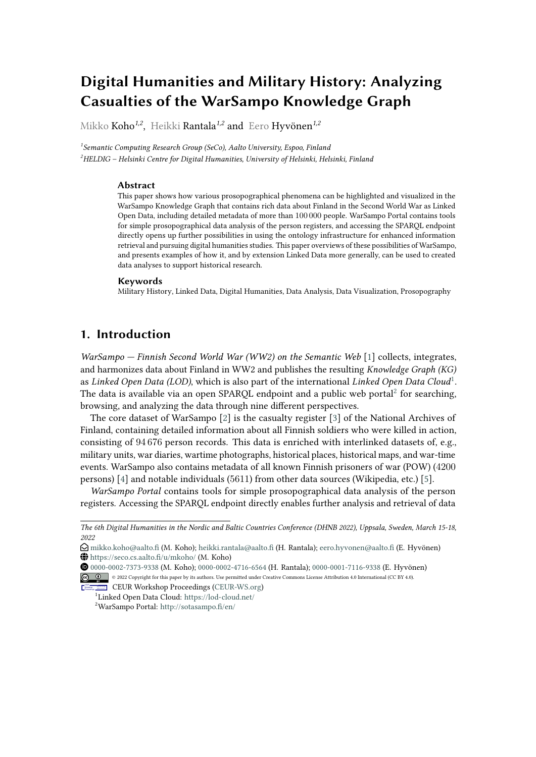# Digital Humanities and Military History: Analyzing Casualties of the WarSampo Knowledge Graph

Mikko Koho[1,2], Heikki Rantala[1,2] and Eero Hyvönen[1,2]

[1] *Semantic Computing Research Group (SeCo), Aalto University, Espoo, Finland*
[2] *HELDIG – Helsinki Centre for Digital Humanities, University of Helsinki, Helsinki, Finland*

### Abstract

This paper shows how various prosopographical phenomena can be highlighted and visualized in the WarSampo Knowledge Graph that contains rich data about Finland in the Second World War as Linked Open Data, including detailed metadata of more than 100 000 people. WarSampo Portal contains tools for simple prosopographical data analysis of the person registers, and accessing the SPARQL endpoint directly opens up further possibilities in using the ontology infrastructure for enhanced information retrieval and pursuing digital humanities studies. This paper overviews of these possibilities of WarSampo, and presents examples of how it, and by extension Linked Data more generally, can be used to created data analyses to support historical research.

### Keywords

Military History, Linked Data, Digital Humanities, Data Analysis, Data Visualization, Prosopography

## 1. Introduction

*WarSampo — Finnish Second World War (WW2) on the Semantic Web* [1] collects, integrates, and harmonizes data about Finland in WW2 and publishes the resulting *Knowledge Graph (KG)* as *Linked Open Data (LOD)*, which is also part of the international *Linked Open Data Cloud*[1]. The data is available via an open SPARQL endpoint and a public web portal[2] for searching, browsing, and analyzing the data through nine different perspectives.

The core dataset of WarSampo [2] is the casualty register [3] of the National Archives of Finland, containing detailed information about all Finnish soldiers who were killed in action, consisting of 94 676 person records. This data is enriched with interlinked datasets of, e.g., military units, war diaries, wartime photographs, historical places, historical maps, and war-time events. WarSampo also contains metadata of all known Finnish prisoners of war (POW) (4200 persons) [4] and notable individuals (5611) from other data sources (Wikipedia, etc.) [5].

*WarSampo Portal* contains tools for simple prosopographical data analysis of the person registers. Accessing the SPARQL endpoint directly enables further analysis and retrieval of data

---

*The 6th Digital Humanities in the Nordic and Baltic Countries Conference (DHNB 2022), Uppsala, Sweden, March 15-18, 2022*

mikko.koho@aalto.fi (M. Koho); heikki.rantala@aalto.fi (H. Rantala); eero.hyvonen@aalto.fi (E. Hyvönen)
https://seco.cs.aalto.fi/u/mkoho/ (M. Koho)
0000-0002-7373-9338 (M. Koho); 0000-0002-4716-6564 (H. Rantala); 0000-0001-7116-9338 (E. Hyvönen)
© 2022 Copyright for this paper by its authors. Use permitted under Creative Commons License Attribution 4.0 International (CC BY 4.0).
CEUR Workshop Proceedings (CEUR-WS.org)

[1] Linked Open Data Cloud: https://lod-cloud.net/
[2] WarSampo Portal: http://sotasampo.fi/en/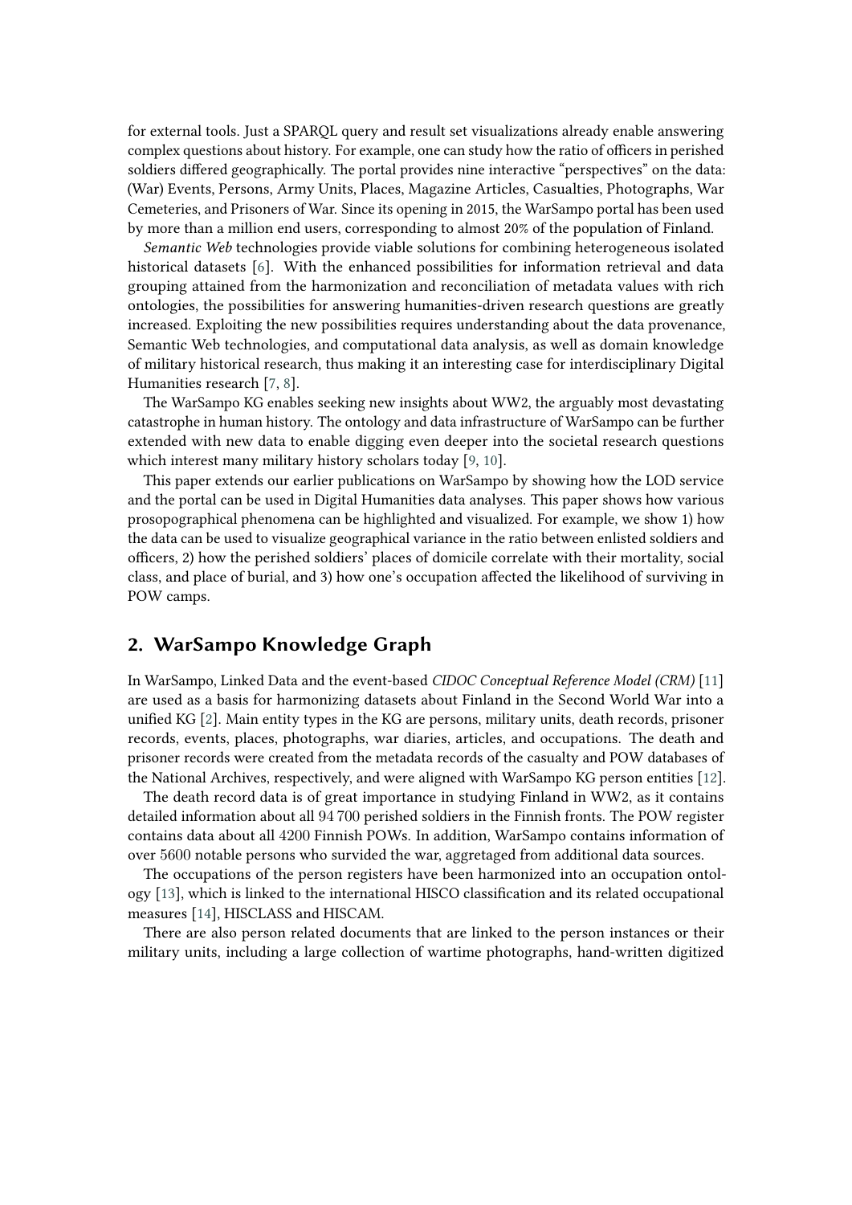for external tools. Just a SPARQL query and result set visualizations already enable answering complex questions about history. For example, one can study how the ratio of officers in perished soldiers differed geographically. The portal provides nine interactive "perspectives" on the data: (War) Events, Persons, Army Units, Places, Magazine Articles, Casualties, Photographs, War Cemeteries, and Prisoners of War. Since its opening in 2015, the WarSampo portal has been used by more than a million end users, corresponding to almost 20% of the population of Finland.

*Semantic Web* technologies provide viable solutions for combining heterogeneous isolated historical datasets [6]. With the enhanced possibilities for information retrieval and data grouping attained from the harmonization and reconciliation of metadata values with rich ontologies, the possibilities for answering humanities-driven research questions are greatly increased. Exploiting the new possibilities requires understanding about the data provenance, Semantic Web technologies, and computational data analysis, as well as domain knowledge of military historical research, thus making it an interesting case for interdisciplinary Digital Humanities research [7, 8].

The WarSampo KG enables seeking new insights about WW2, the arguably most devastating catastrophe in human history. The ontology and data infrastructure of WarSampo can be further extended with new data to enable digging even deeper into the societal research questions which interest many military history scholars today [9, 10].

This paper extends our earlier publications on WarSampo by showing how the LOD service and the portal can be used in Digital Humanities data analyses. This paper shows how various prosopographical phenomena can be highlighted and visualized. For example, we show 1) how the data can be used to visualize geographical variance in the ratio between enlisted soldiers and officers, 2) how the perished soldiers' places of domicile correlate with their mortality, social class, and place of burial, and 3) how one's occupation affected the likelihood of surviving in POW camps.

## 2. WarSampo Knowledge Graph

In WarSampo, Linked Data and the event-based *CIDOC Conceptual Reference Model (CRM)* [11] are used as a basis for harmonizing datasets about Finland in the Second World War into a unified KG [2]. Main entity types in the KG are persons, military units, death records, prisoner records, events, places, photographs, war diaries, articles, and occupations. The death and prisoner records were created from the metadata records of the casualty and POW databases of the National Archives, respectively, and were aligned with WarSampo KG person entities [12].

The death record data is of great importance in studying Finland in WW2, as it contains detailed information about all 94 700 perished soldiers in the Finnish fronts. The POW register contains data about all 4200 Finnish POWs. In addition, WarSampo contains information of over 5600 notable persons who survided the war, aggretaged from additional data sources.

The occupations of the person registers have been harmonized into an occupation ontology [13], which is linked to the international HISCO classification and its related occupational measures [14], HISCLASS and HISCAM.

There are also person related documents that are linked to the person instances or their military units, including a large collection of wartime photographs, hand-written digitized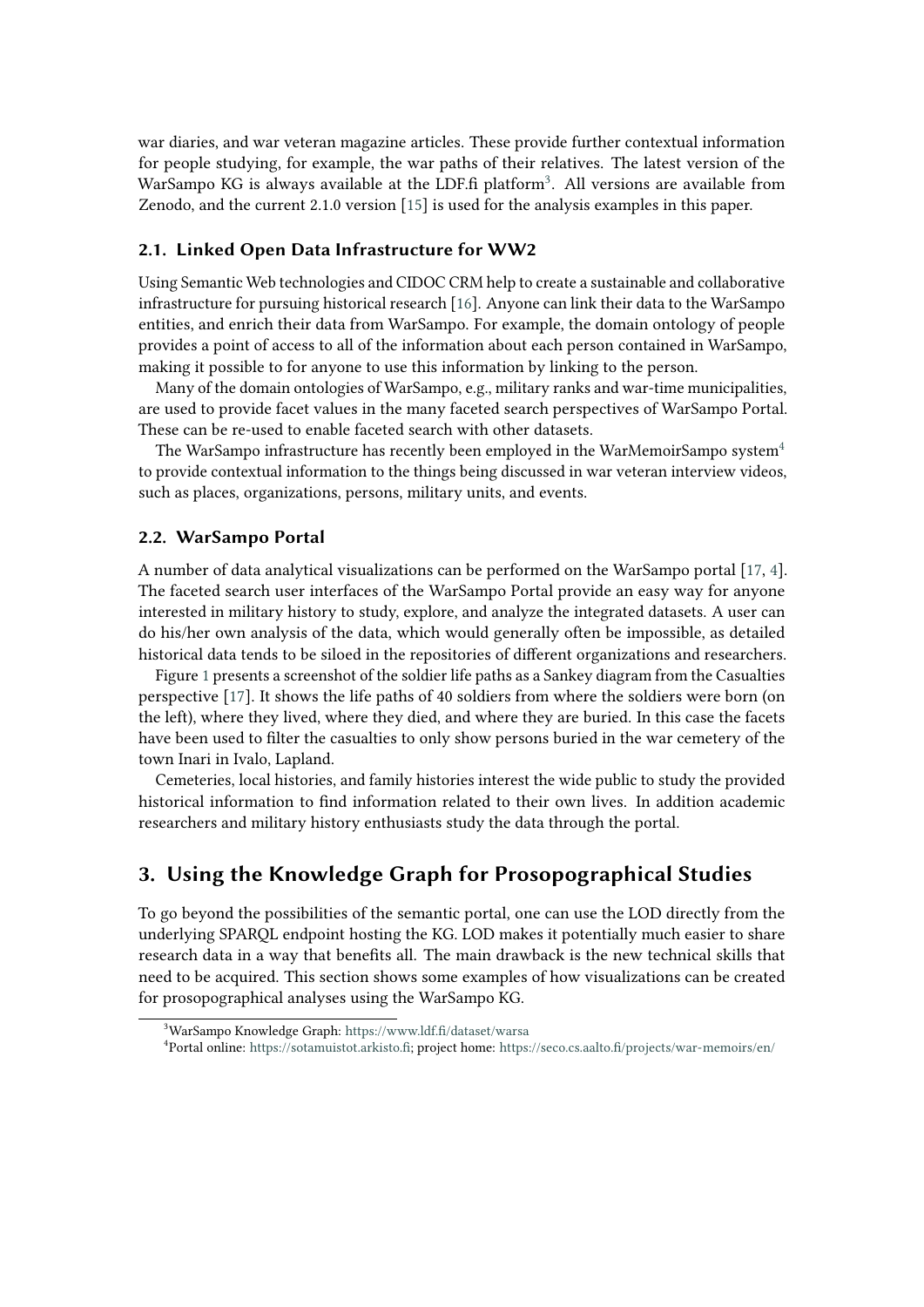war diaries, and war veteran magazine articles. These provide further contextual information for people studying, for example, the war paths of their relatives. The latest version of the WarSampo KG is always available at the LDF.fi platform[3]. All versions are available from Zenodo, and the current 2.1.0 version [15] is used for the analysis examples in this paper.

### 2.1. Linked Open Data Infrastructure for WW2

Using Semantic Web technologies and CIDOC CRM help to create a sustainable and collaborative infrastructure for pursuing historical research [16]. Anyone can link their data to the WarSampo entities, and enrich their data from WarSampo. For example, the domain ontology of people provides a point of access to all of the information about each person contained in WarSampo, making it possible to for anyone to use this information by linking to the person.

Many of the domain ontologies of WarSampo, e.g., military ranks and war-time municipalities, are used to provide facet values in the many faceted search perspectives of WarSampo Portal. These can be re-used to enable faceted search with other datasets.

The WarSampo infrastructure has recently been employed in the WarMemoirSampo system[4] to provide contextual information to the things being discussed in war veteran interview videos, such as places, organizations, persons, military units, and events.

### 2.2. WarSampo Portal

A number of data analytical visualizations can be performed on the WarSampo portal [17, 4]. The faceted search user interfaces of the WarSampo Portal provide an easy way for anyone interested in military history to study, explore, and analyze the integrated datasets. A user can do his/her own analysis of the data, which would generally often be impossible, as detailed historical data tends to be siloed in the repositories of different organizations and researchers.

Figure 1 presents a screenshot of the soldier life paths as a Sankey diagram from the Casualties perspective [17]. It shows the life paths of 40 soldiers from where the soldiers were born (on the left), where they lived, where they died, and where they are buried. In this case the facets have been used to filter the casualties to only show persons buried in the war cemetery of the town Inari in Ivalo, Lapland.

Cemeteries, local histories, and family histories interest the wide public to study the provided historical information to find information related to their own lives. In addition academic researchers and military history enthusiasts study the data through the portal.

## 3. Using the Knowledge Graph for Prosopographical Studies

To go beyond the possibilities of the semantic portal, one can use the LOD directly from the underlying SPARQL endpoint hosting the KG. LOD makes it potentially much easier to share research data in a way that benefits all. The main drawback is the new technical skills that need to be acquired. This section shows some examples of how visualizations can be created for prosopographical analyses using the WarSampo KG.

[3] WarSampo Knowledge Graph: https://www.ldf.fi/dataset/warsa

[4] Portal online: https://sotamuistot.arkisto.fi; project home: https://seco.cs.aalto.fi/projects/war-memoirs/en/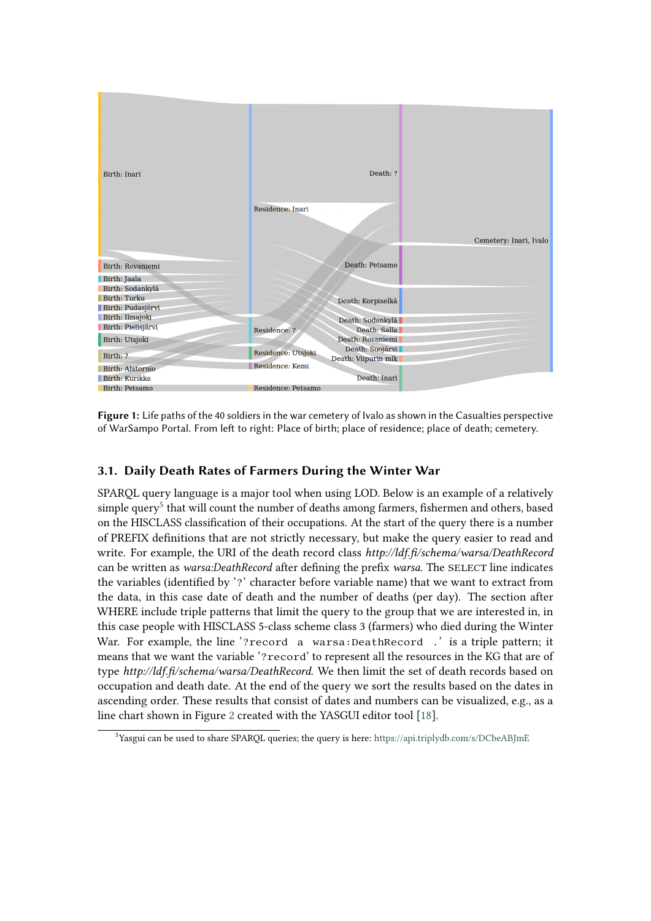**Figure 1:** Life paths of the 40 soldiers in the war cemetery of Ivalo as shown in the Casualties perspective of WarSampo Portal. From left to right: Place of birth; place of residence; place of death; cemetery.

### 3.1. Daily Death Rates of Farmers During the Winter War

SPARQL query language is a major tool when using LOD. Below is an example of a relatively simple query[5] that will count the number of deaths among farmers, fishermen and others, based on the HISCLASS classification of their occupations. At the start of the query there is a number of PREFIX definitions that are not strictly necessary, but make the query easier to read and write. For example, the URI of the death record class *http://ldf.fi/schema/warsa/DeathRecord* can be written as *warsa:DeathRecord* after defining the prefix *warsa*. The SELECT line indicates the variables (identified by '?' character before variable name) that we want to extract from the data, in this case date of death and the number of deaths (per day). The section after WHERE include triple patterns that limit the query to the group that we are interested in, in this case people with HISCLASS 5-class scheme class 3 (farmers) who died during the Winter War. For example, the line '`?record a warsa:DeathRecord .`' is a triple pattern; it means that we want the variable '`?record`' to represent all the resources in the KG that are of type *http://ldf.fi/schema/warsa/DeathRecord*. We then limit the set of death records based on occupation and death date. At the end of the query we sort the results based on the dates in ascending order. These results that consist of dates and numbers can be visualized, e.g., as a line chart shown in Figure 2 created with the YASGUI editor tool [18].

[5] Yasgui can be used to share SPARQL queries; the query is here: https://api.triplydb.com/s/DCbeABJmE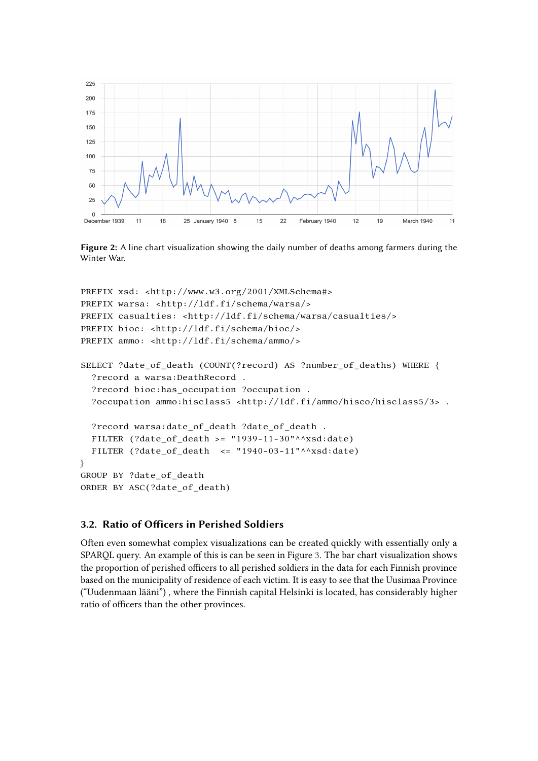**Figure 2:** A line chart visualization showing the daily number of deaths among farmers during the Winter War.

```
PREFIX xsd: <http://www.w3.org/2001/XMLSchema#>
PREFIX warsa: <http://ldf.fi/schema/warsa/>
PREFIX casualties: <http://ldf.fi/schema/warsa/casualties/>
PREFIX bioc: <http://ldf.fi/schema/bioc/>
PREFIX ammo: <http://ldf.fi/schema/ammo/>

SELECT ?date_of_death (COUNT(?record) AS ?number_of_deaths) WHERE {
  ?record a warsa:DeathRecord .
  ?record bioc:has_occupation ?occupation .
  ?occupation ammo:hisclass5 <http://ldf.fi/ammo/hisco/hisclass5/3> .

  ?record warsa:date_of_death ?date_of_death .
  FILTER (?date_of_death >= "1939-11-30"^^xsd:date)
  FILTER (?date_of_death  <= "1940-03-11"^^xsd:date)
}
GROUP BY ?date_of_death
ORDER BY ASC(?date_of_death)
```

### 3.2. Ratio of Officers in Perished Soldiers

Often even somewhat complex visualizations can be created quickly with essentially only a SPARQL query. An example of this is can be seen in Figure 3. The bar chart visualization shows the proportion of perished officers to all perished soldiers in the data for each Finnish province based on the municipality of residence of each victim. It is easy to see that the Uusimaa Province ("Uudenmaan lääni") , where the Finnish capital Helsinki is located, has considerably higher ratio of officers than the other provinces.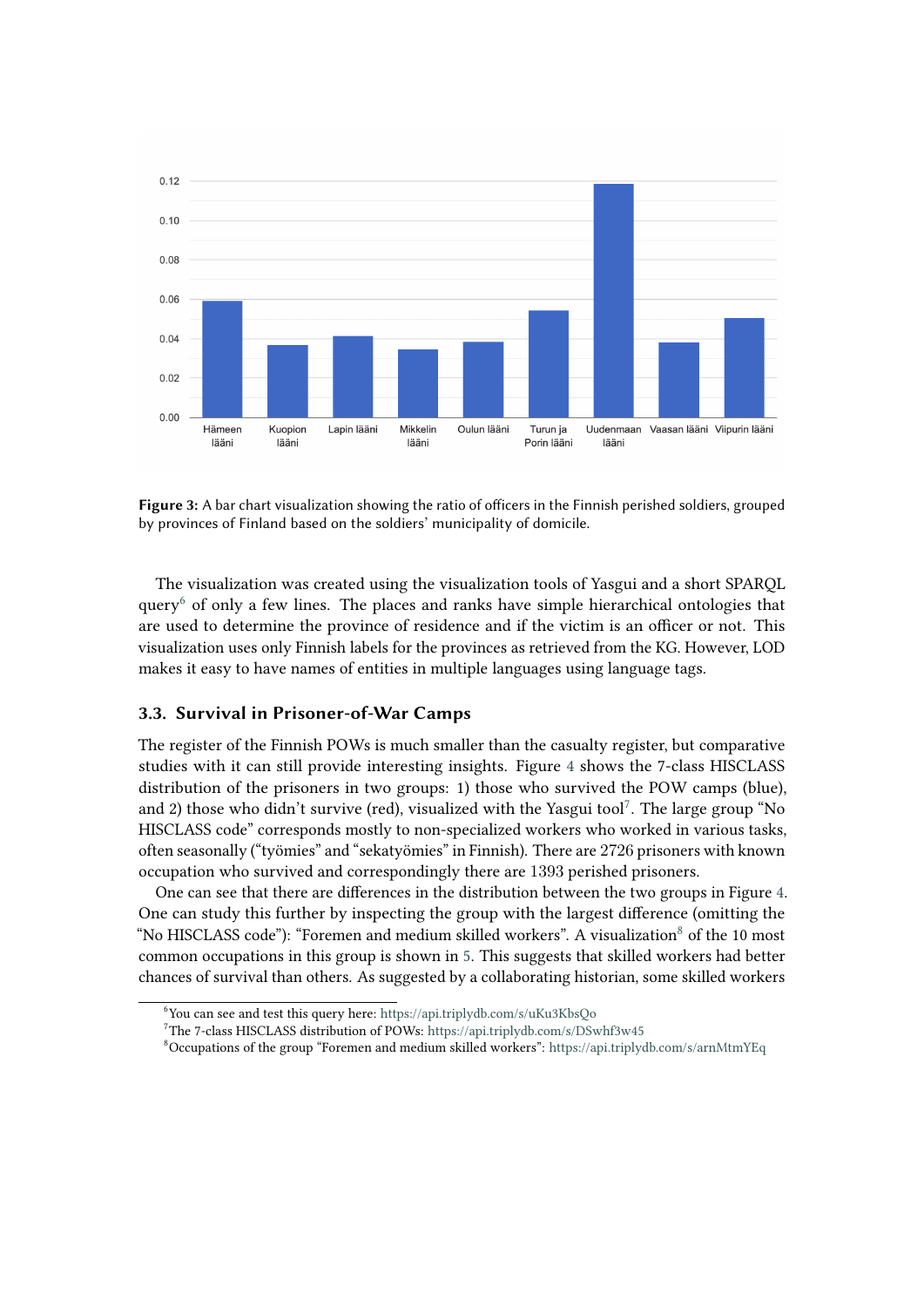**Figure 3:** A bar chart visualization showing the ratio of officers in the Finnish perished soldiers, grouped by provinces of Finland based on the soldiers' municipality of domicile.

The visualization was created using the visualization tools of Yasgui and a short SPARQL query[6] of only a few lines. The places and ranks have simple hierarchical ontologies that are used to determine the province of residence and if the victim is an officer or not. This visualization uses only Finnish labels for the provinces as retrieved from the KG. However, LOD makes it easy to have names of entities in multiple languages using language tags.

### 3.3. Survival in Prisoner-of-War Camps

The register of the Finnish POWs is much smaller than the casualty register, but comparative studies with it can still provide interesting insights. Figure 4 shows the 7-class HISCLASS distribution of the prisoners in two groups: 1) those who survived the POW camps (blue), and 2) those who didn't survive (red), visualized with the Yasgui tool[7]. The large group "No HISCLASS code" corresponds mostly to non-specialized workers who worked in various tasks, often seasonally ("työmies" and "sekatyömies" in Finnish). There are 2726 prisoners with known occupation who survived and correspondingly there are 1393 perished prisoners.

One can see that there are differences in the distribution between the two groups in Figure 4. One can study this further by inspecting the group with the largest difference (omitting the "No HISCLASS code"): "Foremen and medium skilled workers". A visualization[8] of the 10 most common occupations in this group is shown in 5. This suggests that skilled workers had better chances of survival than others. As suggested by a collaborating historian, some skilled workers

[6] You can see and test this query here: https://api.triplydb.com/s/uKu3KbsQo

[7] The 7-class HISCLASS distribution of POWs: https://api.triplydb.com/s/DSwhf3w45

[8] Occupations of the group "Foremen and medium skilled workers": https://api.triplydb.com/s/arnMtmYEq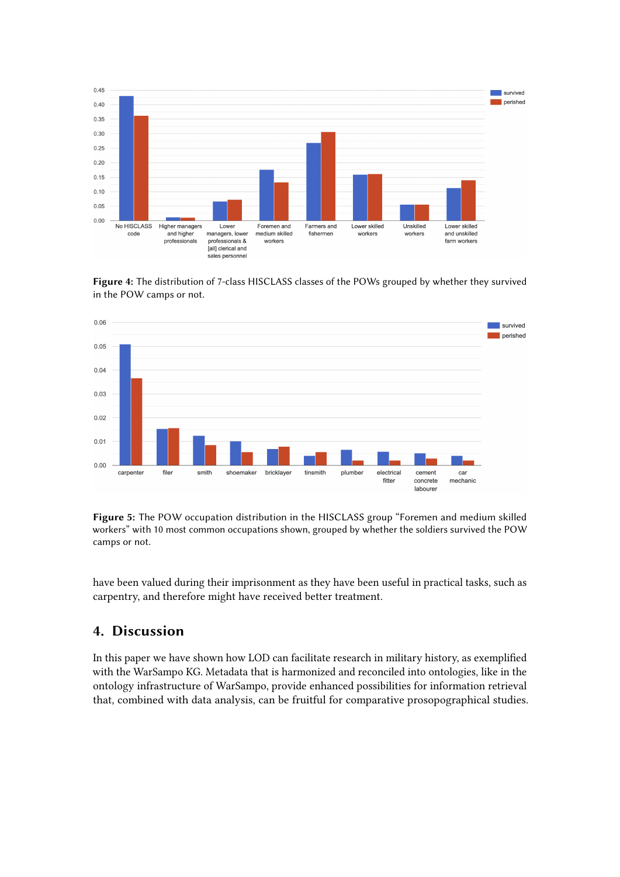**Figure 4:** The distribution of 7-class HISCLASS classes of the POWs grouped by whether they survived in the POW camps or not.

**Figure 5:** The POW occupation distribution in the HISCLASS group "Foremen and medium skilled workers" with 10 most common occupations shown, grouped by whether the soldiers survived the POW camps or not.

have been valued during their imprisonment as they have been useful in practical tasks, such as carpentry, and therefore might have received better treatment.

## 4. Discussion

In this paper we have shown how LOD can facilitate research in military history, as exemplified with the WarSampo KG. Metadata that is harmonized and reconciled into ontologies, like in the ontology infrastructure of WarSampo, provide enhanced possibilities for information retrieval that, combined with data analysis, can be fruitful for comparative prosopographical studies.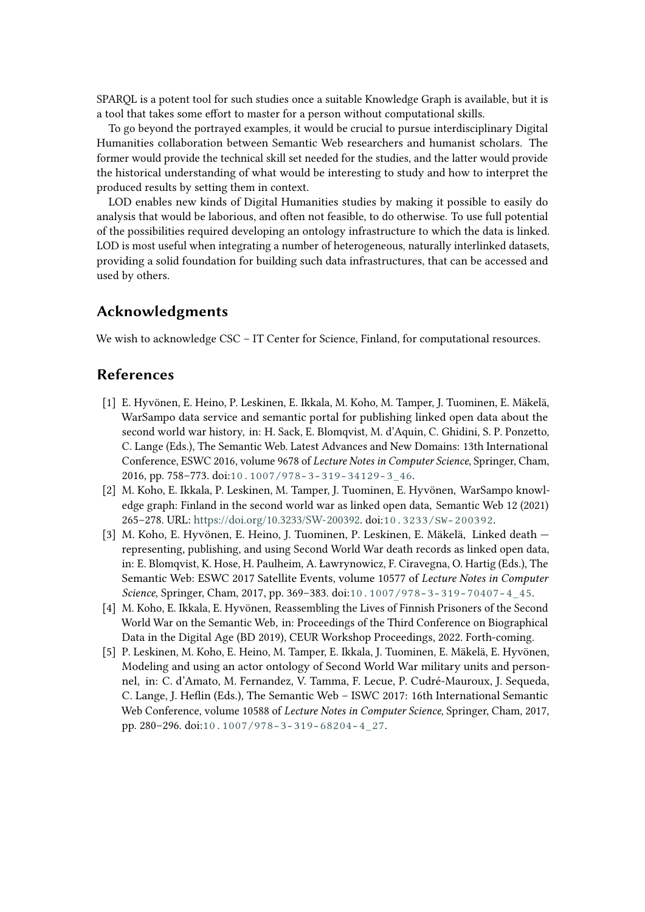SPARQL is a potent tool for such studies once a suitable Knowledge Graph is available, but it is a tool that takes some effort to master for a person without computational skills.

To go beyond the portrayed examples, it would be crucial to pursue interdisciplinary Digital Humanities collaboration between Semantic Web researchers and humanist scholars. The former would provide the technical skill set needed for the studies, and the latter would provide the historical understanding of what would be interesting to study and how to interpret the produced results by setting them in context.

LOD enables new kinds of Digital Humanities studies by making it possible to easily do analysis that would be laborious, and often not feasible, to do otherwise. To use full potential of the possibilities required developing an ontology infrastructure to which the data is linked. LOD is most useful when integrating a number of heterogeneous, naturally interlinked datasets, providing a solid foundation for building such data infrastructures, that can be accessed and used by others.

## Acknowledgments

We wish to acknowledge CSC – IT Center for Science, Finland, for computational resources.

## References

[1] E. Hyvönen, E. Heino, P. Leskinen, E. Ikkala, M. Koho, M. Tamper, J. Tuominen, E. Mäkelä, WarSampo data service and semantic portal for publishing linked open data about the second world war history, in: H. Sack, E. Blomqvist, M. d'Aquin, C. Ghidini, S. P. Ponzetto, C. Lange (Eds.), The Semantic Web. Latest Advances and New Domains: 13th International Conference, ESWC 2016, volume 9678 of *Lecture Notes in Computer Science*, Springer, Cham, 2016, pp. 758–773. doi:10.1007/978-3-319-34129-3_46.

[2] M. Koho, E. Ikkala, P. Leskinen, M. Tamper, J. Tuominen, E. Hyvönen, WarSampo knowledge graph: Finland in the second world war as linked open data, Semantic Web 12 (2021) 265–278. URL: https://doi.org/10.3233/SW-200392. doi:10.3233/SW-200392.

[3] M. Koho, E. Hyvönen, E. Heino, J. Tuominen, P. Leskinen, E. Mäkelä, Linked death — representing, publishing, and using Second World War death records as linked open data, in: E. Blomqvist, K. Hose, H. Paulheim, A. Ławrynowicz, F. Ciravegna, O. Hartig (Eds.), The Semantic Web: ESWC 2017 Satellite Events, volume 10577 of *Lecture Notes in Computer Science*, Springer, Cham, 2017, pp. 369–383. doi:10.1007/978-3-319-70407-4_45.

[4] M. Koho, E. Ikkala, E. Hyvönen, Reassembling the Lives of Finnish Prisoners of the Second World War on the Semantic Web, in: Proceedings of the Third Conference on Biographical Data in the Digital Age (BD 2019), CEUR Workshop Proceedings, 2022. Forth-coming.

[5] P. Leskinen, M. Koho, E. Heino, M. Tamper, E. Ikkala, J. Tuominen, E. Mäkelä, E. Hyvönen, Modeling and using an actor ontology of Second World War military units and personnel, in: C. d'Amato, M. Fernandez, V. Tamma, F. Lecue, P. Cudré-Mauroux, J. Sequeda, C. Lange, J. Heflin (Eds.), The Semantic Web – ISWC 2017: 16th International Semantic Web Conference, volume 10588 of *Lecture Notes in Computer Science*, Springer, Cham, 2017, pp. 280–296. doi:10.1007/978-3-319-68204-4_27.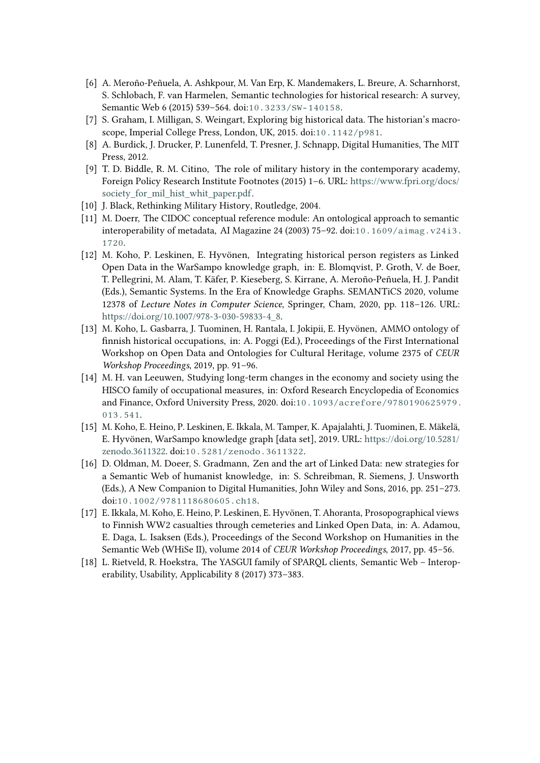[6] A. Meroño-Peñuela, A. Ashkpour, M. Van Erp, K. Mandemakers, L. Breure, A. Scharnhorst, S. Schlobach, F. van Harmelen, Semantic technologies for historical research: A survey, Semantic Web 6 (2015) 539–564. doi:10.3233/SW-140158.

[7] S. Graham, I. Milligan, S. Weingart, Exploring big historical data. The historian's macroscope, Imperial College Press, London, UK, 2015. doi:10.1142/p981.

[8] A. Burdick, J. Drucker, P. Lunenfeld, T. Presner, J. Schnapp, Digital Humanities, The MIT Press, 2012.

[9] T. D. Biddle, R. M. Citino, The role of military history in the contemporary academy, Foreign Policy Research Institute Footnotes (2015) 1–6. URL: https://www.fpri.org/docs/society_for_mil_hist_whit_paper.pdf.

[10] J. Black, Rethinking Military History, Routledge, 2004.

[11] M. Doerr, The CIDOC conceptual reference module: An ontological approach to semantic interoperability of metadata, AI Magazine 24 (2003) 75–92. doi:10.1609/aimag.v24i3.1720.

[12] M. Koho, P. Leskinen, E. Hyvönen, Integrating historical person registers as Linked Open Data in the WarSampo knowledge graph, in: E. Blomqvist, P. Groth, V. de Boer, T. Pellegrini, M. Alam, T. Käfer, P. Kieseberg, S. Kirrane, A. Meroño-Peñuela, H. J. Pandit (Eds.), Semantic Systems. In the Era of Knowledge Graphs. SEMANTiCS 2020, volume 12378 of *Lecture Notes in Computer Science*, Springer, Cham, 2020, pp. 118–126. URL: https://doi.org/10.1007/978-3-030-59833-4_8.

[13] M. Koho, L. Gasbarra, J. Tuominen, H. Rantala, I. Jokipii, E. Hyvönen, AMMO ontology of finnish historical occupations, in: A. Poggi (Ed.), Proceedings of the First International Workshop on Open Data and Ontologies for Cultural Heritage, volume 2375 of *CEUR Workshop Proceedings*, 2019, pp. 91–96.

[14] M. H. van Leeuwen, Studying long-term changes in the economy and society using the HISCO family of occupational measures, in: Oxford Research Encyclopedia of Economics and Finance, Oxford University Press, 2020. doi:10.1093/acrefore/9780190625979.013.541.

[15] M. Koho, E. Heino, P. Leskinen, E. Ikkala, M. Tamper, K. Apajalahti, J. Tuominen, E. Mäkelä, E. Hyvönen, WarSampo knowledge graph [data set], 2019. URL: https://doi.org/10.5281/zenodo.3611322. doi:10.5281/zenodo.3611322.

[16] D. Oldman, M. Doeer, S. Gradmann, Zen and the art of Linked Data: new strategies for a Semantic Web of humanist knowledge, in: S. Schreibman, R. Siemens, J. Unsworth (Eds.), A New Companion to Digital Humanities, John Wiley and Sons, 2016, pp. 251–273. doi:10.1002/9781118680605.ch18.

[17] E. Ikkala, M. Koho, E. Heino, P. Leskinen, E. Hyvönen, T. Ahoranta, Prosopographical views to Finnish WW2 casualties through cemeteries and Linked Open Data, in: A. Adamou, E. Daga, L. Isaksen (Eds.), Proceedings of the Second Workshop on Humanities in the Semantic Web (WHiSe II), volume 2014 of *CEUR Workshop Proceedings*, 2017, pp. 45–56.

[18] L. Rietveld, R. Hoekstra, The YASGUI family of SPARQL clients, Semantic Web – Interoperability, Usability, Applicability 8 (2017) 373–383.